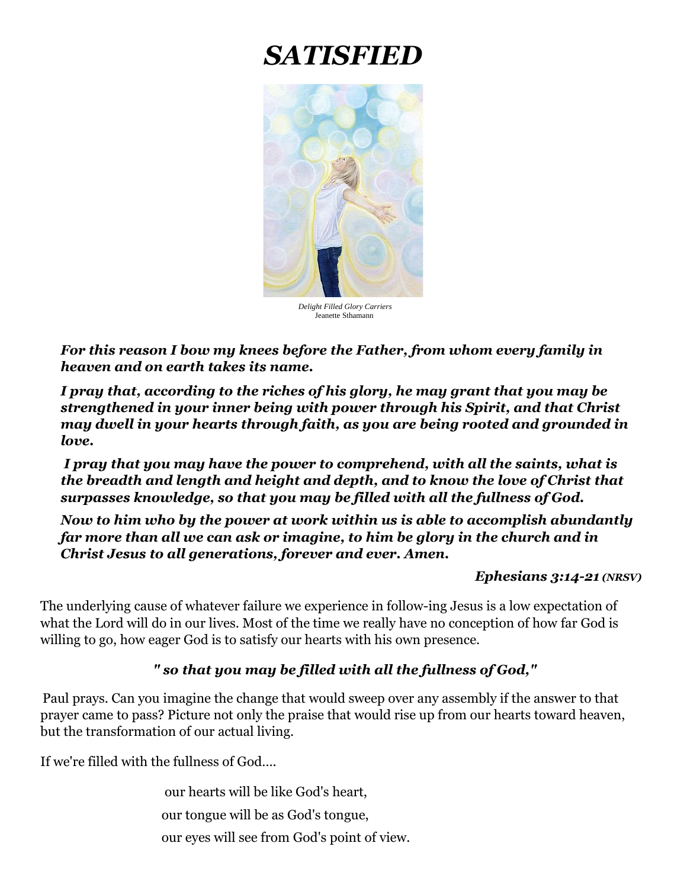# *SATISFIED*

*Delight Filled Glory Carriers*
Jeanette Sthamann

***For this reason I bow my knees before the Father, from whom every family in heaven and on earth takes its name.***

***I pray that, according to the riches of his glory, he may grant that you may be strengthened in your inner being with power through his Spirit, and that Christ may dwell in your hearts through faith, as you are being rooted and grounded in love.***

***I pray that you may have the power to comprehend, with all the saints, what is the breadth and length and height and depth, and to know the love of Christ that surpasses knowledge, so that you may be filled with all the fullness of God.***

***Now to him who by the power at work within us is able to accomplish abundantly far more than all we can ask or imagine, to him be glory in the church and in Christ Jesus to all generations, forever and ever. Amen.***

***Ephesians 3:14-21** (NRSV)*

The underlying cause of whatever failure we experience in follow-ing Jesus is a low expectation of what the Lord will do in our lives. Most of the time we really have no conception of how far God is willing to go, how eager God is to satisfy our hearts with his own presence.

***" so that you may be filled with all the fullness of God,"***

Paul prays. Can you imagine the change that would sweep over any assembly if the answer to that prayer came to pass? Picture not only the praise that would rise up from our hearts toward heaven, but the transformation of our actual living.

If we're filled with the fullness of God....

our hearts will be like God's heart,
our tongue will be as God's tongue,
our eyes will see from God's point of view.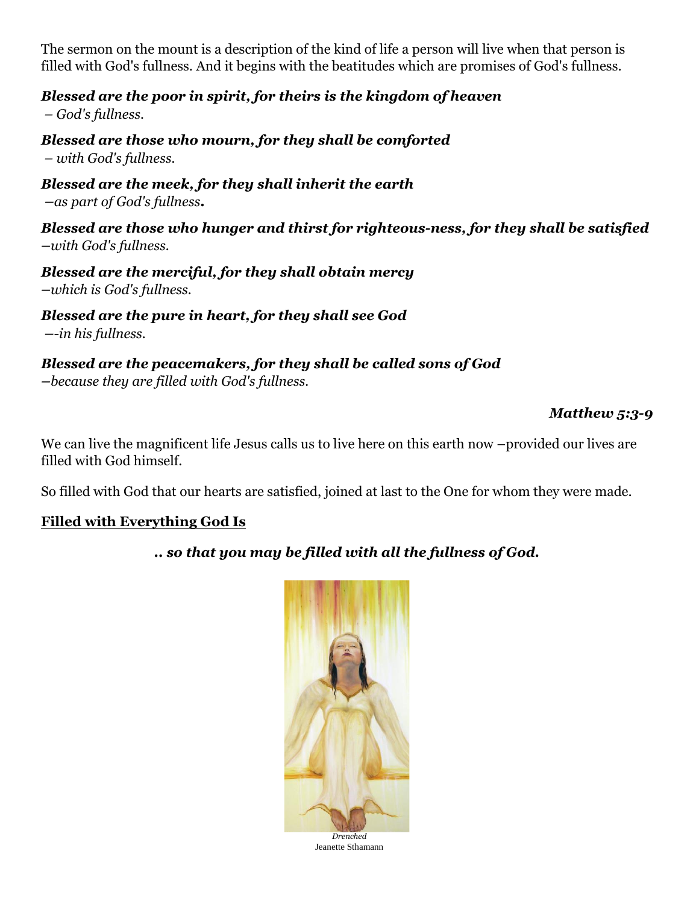The sermon on the mount is a description of the kind of life a person will live when that person is filled with God's fullness. And it begins with the beatitudes which are promises of God's fullness.

***Blessed are the poor in spirit, for theirs is the kingdom of heaven***
*– God's fullness.*

***Blessed are those who mourn, for they shall be comforted***
*– with God's fullness.*

***Blessed are the meek, for they shall inherit the earth***
*–as part of God's fullness.*

***Blessed are those who hunger and thirst for righteous-ness, for they shall be satisfied***
*–with God's fullness.*

***Blessed are the merciful, for they shall obtain mercy***
*–which is God's fullness.*

***Blessed are the pure in heart, for they shall see God***
*–-in his fullness.*

***Blessed are the peacemakers, for they shall be called sons of God***
*–because they are filled with God's fullness.*

***Matthew 5:3-9***

We can live the magnificent life Jesus calls us to live here on this earth now –provided our lives are filled with God himself.

So filled with God that our hearts are satisfied, joined at last to the One for whom they were made.

**Filled with Everything God Is**

***.. so that you may be filled with all the fullness of God.***

*Drenched*
Jeanette Sthamann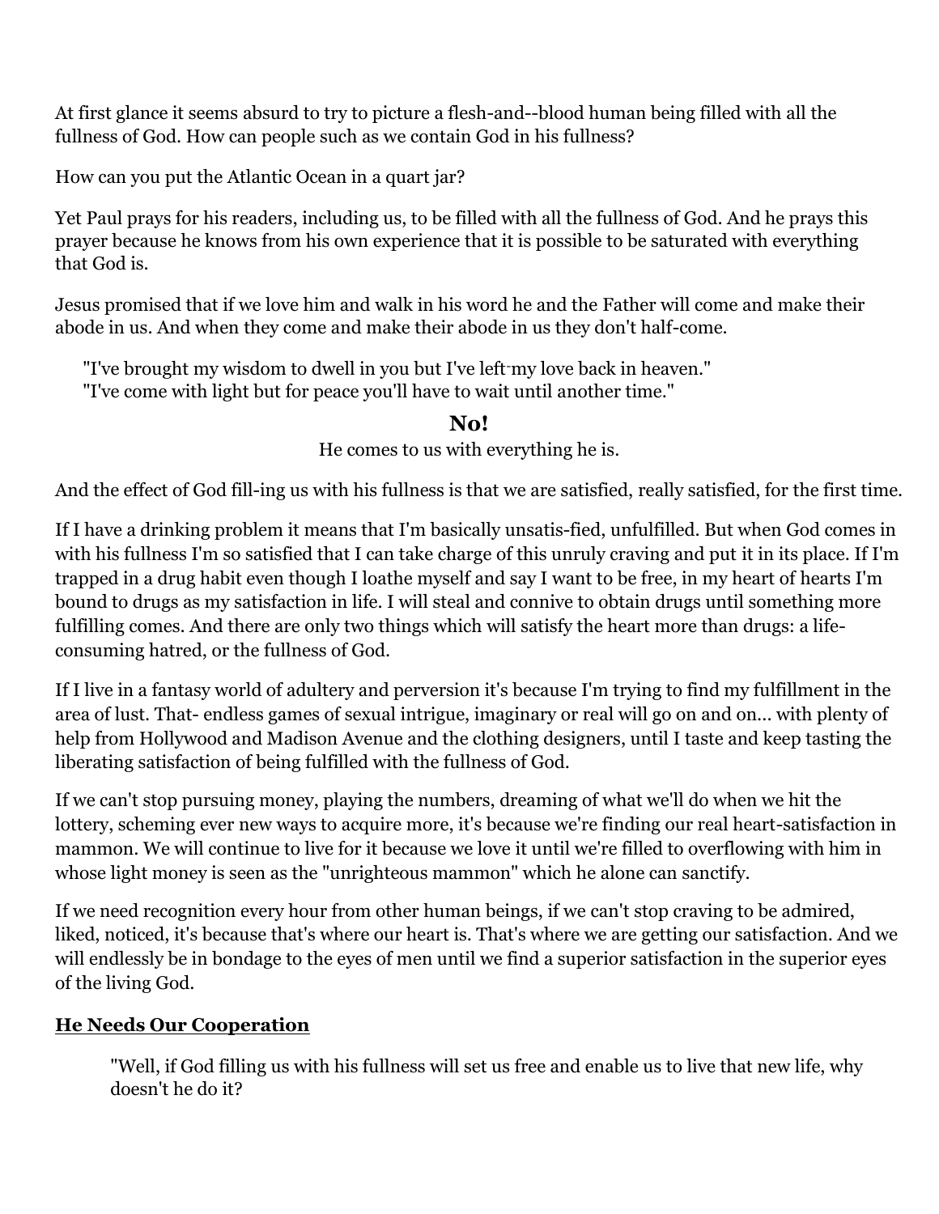At first glance it seems absurd to try to picture a flesh-and--blood human being filled with all the fullness of God. How can people such as we contain God in his fullness?

How can you put the Atlantic Ocean in a quart jar?

Yet Paul prays for his readers, including us, to be filled with all the fullness of God. And he prays this prayer because he knows from his own experience that it is possible to be saturated with everything that God is.

Jesus promised that if we love him and walk in his word he and the Father will come and make their abode in us. And when they come and make their abode in us they don't half-come.

> "I've brought my wisdom to dwell in you but I've left my love back in heaven."
> "I've come with light but for peace you'll have to wait until another time."

**No!**

He comes to us with everything he is.

And the effect of God fill-ing us with his fullness is that we are satisfied, really satisfied, for the first time.

If I have a drinking problem it means that I'm basically unsatis-fied, unfulfilled. But when God comes in with his fullness I'm so satisfied that I can take charge of this unruly craving and put it in its place. If I'm trapped in a drug habit even though I loathe myself and say I want to be free, in my heart of hearts I'm bound to drugs as my satisfaction in life. I will steal and connive to obtain drugs until something more fulfilling comes. And there are only two things which will satisfy the heart more than drugs: a life-consuming hatred, or the fullness of God.

If I live in a fantasy world of adultery and perversion it's because I'm trying to find my fulfillment in the area of lust. That- endless games of sexual intrigue, imaginary or real will go on and on... with plenty of help from Hollywood and Madison Avenue and the clothing designers, until I taste and keep tasting the liberating satisfaction of being fulfilled with the fullness of God.

If we can't stop pursuing money, playing the numbers, dreaming of what we'll do when we hit the lottery, scheming ever new ways to acquire more, it's because we're finding our real heart-satisfaction in mammon. We will continue to live for it because we love it until we're filled to overflowing with him in whose light money is seen as the "unrighteous mammon" which he alone can sanctify.

If we need recognition every hour from other human beings, if we can't stop craving to be admired, liked, noticed, it's because that's where our heart is. That's where we are getting our satisfaction. And we will endlessly be in bondage to the eyes of men until we find a superior satisfaction in the superior eyes of the living God.

## He Needs Our Cooperation

> "Well, if God filling us with his fullness will set us free and enable us to live that new life, why doesn't he do it?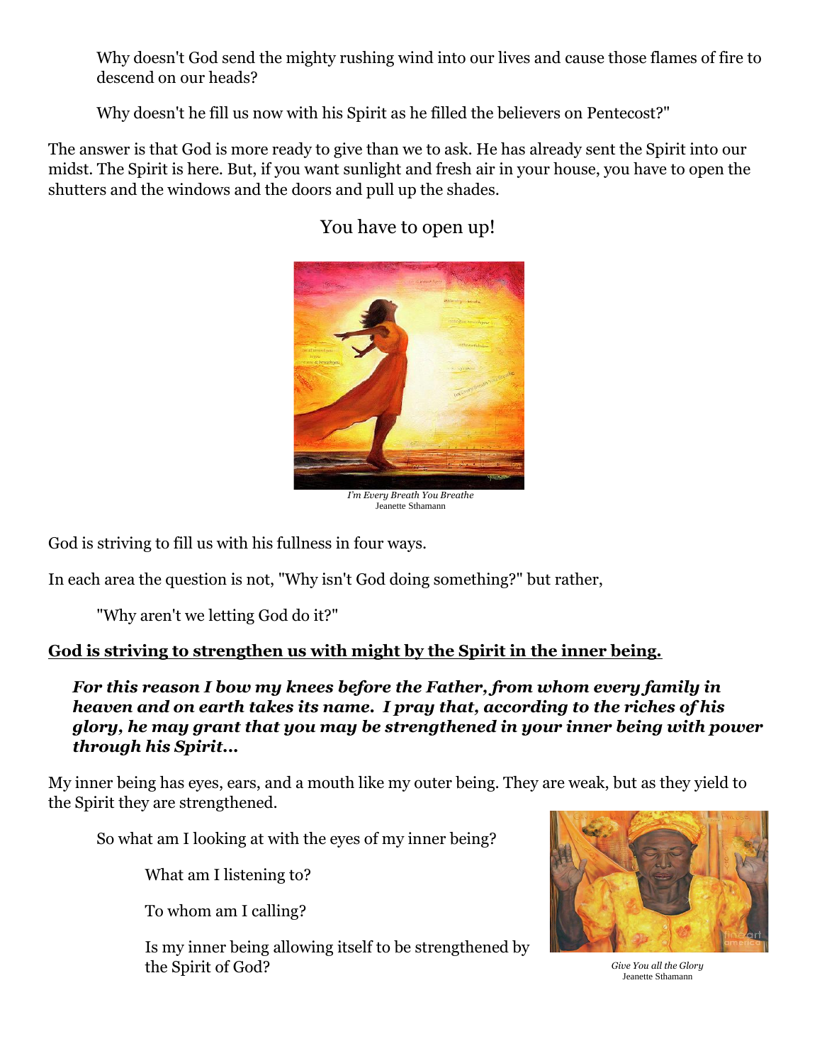Why doesn't God send the mighty rushing wind into our lives and cause those flames of fire to descend on our heads?

Why doesn't he fill us now with his Spirit as he filled the believers on Pentecost?"

The answer is that God is more ready to give than we to ask. He has already sent the Spirit into our midst. The Spirit is here. But, if you want sunlight and fresh air in your house, you have to open the shutters and the windows and the doors and pull up the shades.

You have to open up!

*I'm Every Breath You Breathe*
Jeanette Sthamann

God is striving to fill us with his fullness in four ways.

In each area the question is not, "Why isn't God doing something?" but rather,

"Why aren't we letting God do it?"

**God is striving to strengthen us with might by the Spirit in the inner being.**

***For this reason I bow my knees before the Father, from whom every family in heaven and on earth takes its name. I pray that, according to the riches of his glory, he may grant that you may be strengthened in your inner being with power through his Spirit...***

My inner being has eyes, ears, and a mouth like my outer being. They are weak, but as they yield to the Spirit they are strengthened.

So what am I looking at with the eyes of my inner being?

What am I listening to?

To whom am I calling?

Is my inner being allowing itself to be strengthened by the Spirit of God?

*Give You all the Glory*
Jeanette Sthamann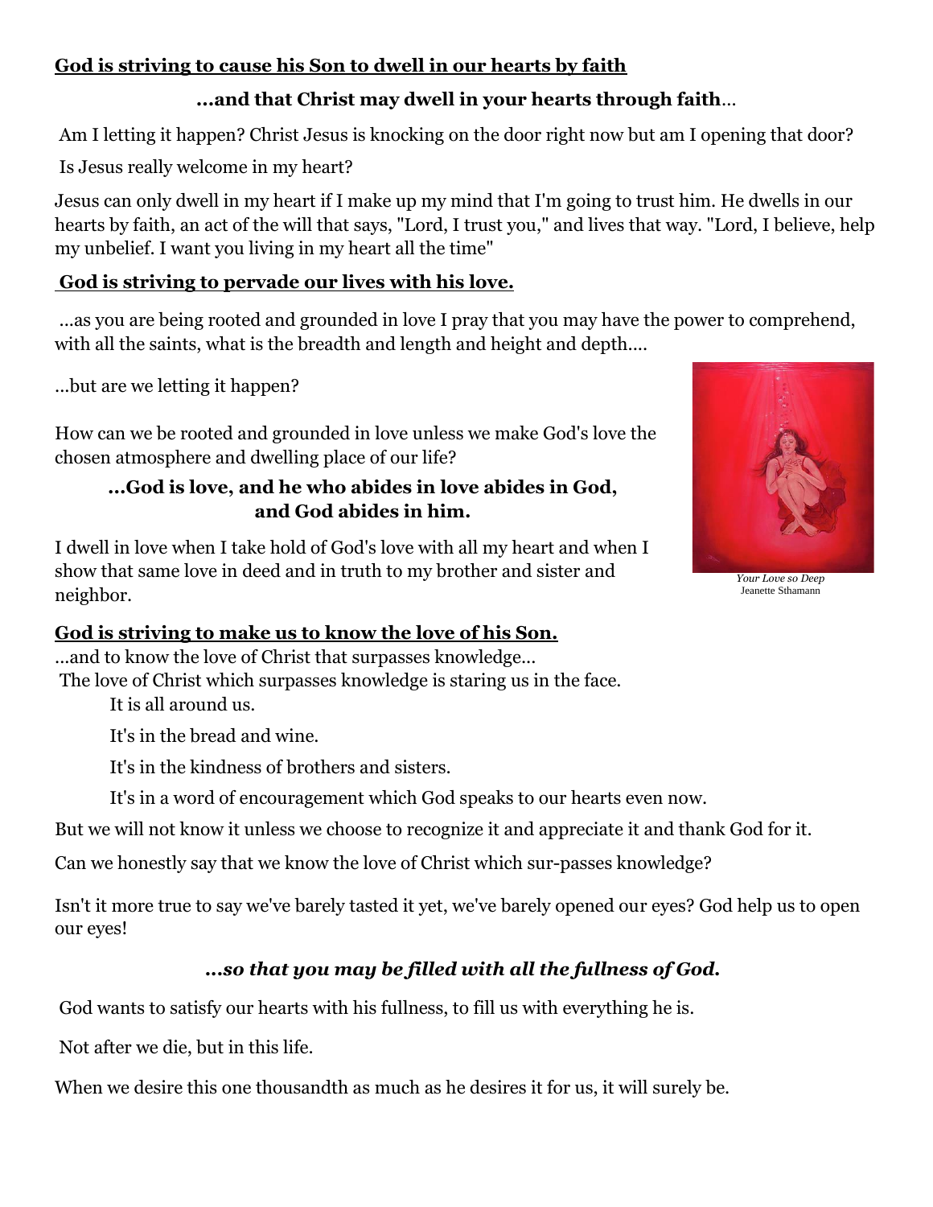**<u>God is striving to cause his Son to dwell in our hearts by faith</u>**

**...and that Christ may dwell in your hearts through faith**...

Am I letting it happen? Christ Jesus is knocking on the door right now but am I opening that door?

Is Jesus really welcome in my heart?

Jesus can only dwell in my heart if I make up my mind that I'm going to trust him. He dwells in our hearts by faith, an act of the will that says, "Lord, I trust you," and lives that way. "Lord, I believe, help my unbelief. I want you living in my heart all the time"

**<u>God is striving to pervade our lives with his love.</u>**

...as you are being rooted and grounded in love I pray that you may have the power to comprehend, with all the saints, what is the breadth and length and height and depth....

...but are we letting it happen?

How can we be rooted and grounded in love unless we make God's love the chosen atmosphere and dwelling place of our life?

**...God is love, and he who abides in love abides in God, and God abides in him.**

I dwell in love when I take hold of God's love with all my heart and when I show that same love in deed and in truth to my brother and sister and neighbor.

*Your Love so Deep*
Jeanette Sthamann

**<u>God is striving to make us to know the love of his Son.</u>**

...and to know the love of Christ that surpasses knowledge...

The love of Christ which surpasses knowledge is staring us in the face.

It is all around us.

It's in the bread and wine.

It's in the kindness of brothers and sisters.

It's in a word of encouragement which God speaks to our hearts even now.

But we will not know it unless we choose to recognize it and appreciate it and thank God for it.

Can we honestly say that we know the love of Christ which sur-passes knowledge?

Isn't it more true to say we've barely tasted it yet, we've barely opened our eyes? God help us to open our eyes!

***...so that you may be filled with all the fullness of God.***

God wants to satisfy our hearts with his fullness, to fill us with everything he is.

Not after we die, but in this life.

When we desire this one thousandth as much as he desires it for us, it will surely be.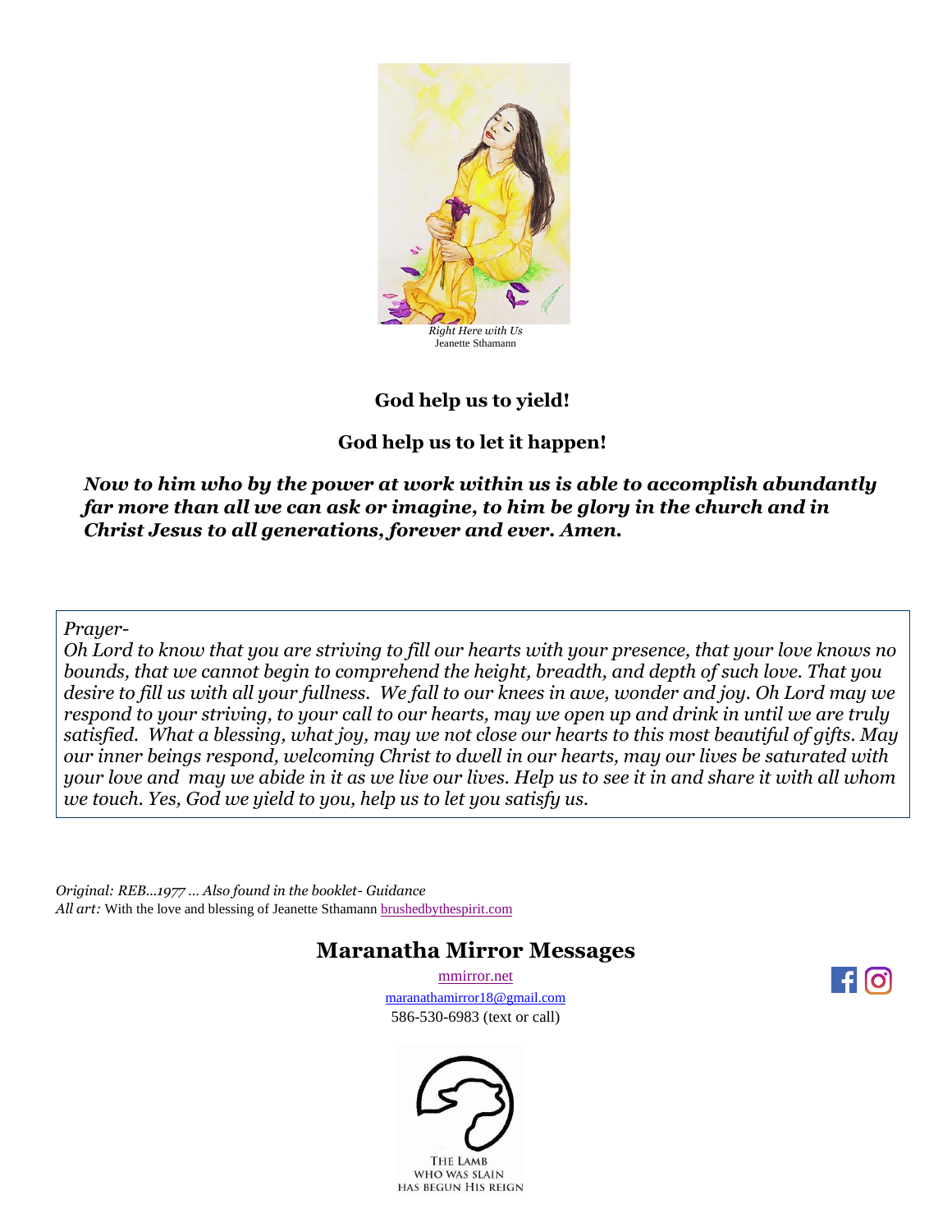*Right Here with Us*
Jeanette Sthamann

**God help us to yield!**

**God help us to let it happen!**

***Now to him who by the power at work within us is able to accomplish abundantly far more than all we can ask or imagine, to him be glory in the church and in Christ Jesus to all generations, forever and ever. Amen.***

*Prayer-*
*Oh Lord to know that you are striving to fill our hearts with your presence, that your love knows no bounds, that we cannot begin to comprehend the height, breadth, and depth of such love. That you desire to fill us with all your fullness. We fall to our knees in awe, wonder and joy. Oh Lord may we respond to your striving, to your call to our hearts, may we open up and drink in until we are truly satisfied. What a blessing, what joy, may we not close our hearts to this most beautiful of gifts. May our inner beings respond, welcoming Christ to dwell in our hearts, may our lives be saturated with your love and may we abide in it as we live our lives. Help us to see it in and share it with all whom we touch. Yes, God we yield to you, help us to let you satisfy us.*

*Original: REB...1977 ... Also found in the booklet- Guidance*
*All art:* With the love and blessing of Jeanette Sthamann brushedbythespirit.com

## Maranatha Mirror Messages

mmirror.net

maranathamirror18@gmail.com

586-530-6983 (text or call)

THE LAMB
WHO WAS SLAIN
HAS BEGUN HIS REIGN